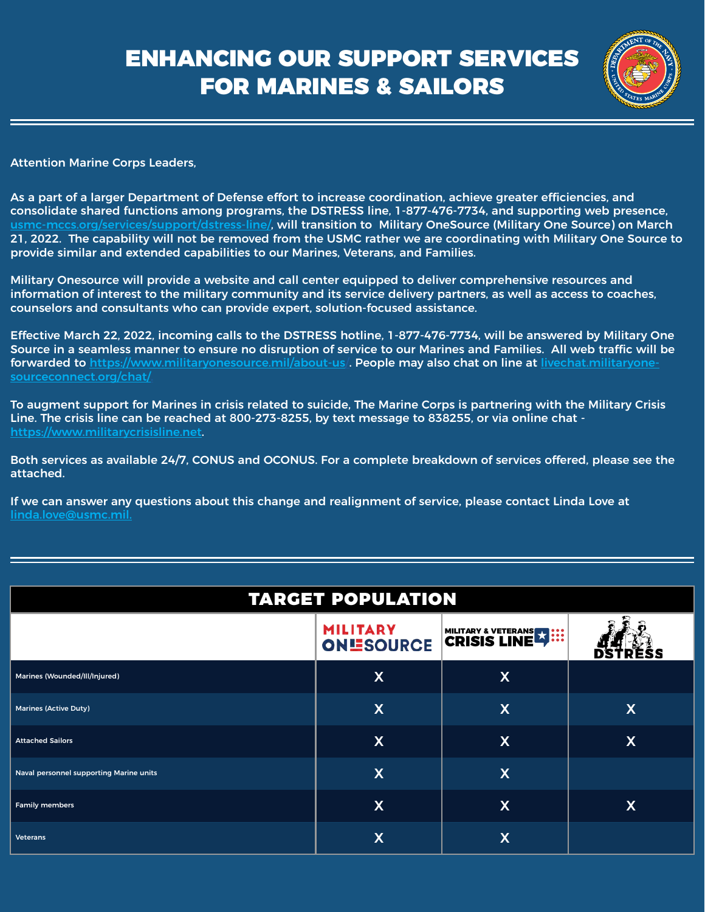# ENHANCING OUR SUPPORT SERVICES FOR MARINES & SAILORS

Attention Marine Corps Leaders,

As a part of a larger Department of Defense effort to increase coordination, achieve greater efficiencies, and consolidate shared functions among programs, the DSTRESS line, 1-877-476-7734, and supporting web presence, usmc-mccs.org/services/support/dstress-line/, will transition to Military OneSource (Military One Source) on March 21, 2022. The capability will not be removed from the USMC rather we are coordinating with Military One Source to provide similar and extended capabilities to our Marines, Veterans, and Families.

Military Onesource will provide a website and call center equipped to deliver comprehensive resources and information of interest to the military community and its service delivery partners, as well as access to coaches, counselors and consultants who can provide expert, solution-focused assistance.

Effective March 22, 2022, incoming calls to the DSTRESS hotline, 1-877-476-7734, will be answered by Military One Source in a seamless manner to ensure no disruption of service to our Marines and Families. All web traffic will be forwarded to https://www.militaryonesource.mil/about-us . People may also chat on line at livechat.militaryone-sourceconnect.org/chat/

To augment support for Marines in crisis related to suicide, The Marine Corps is partnering with the Military Crisis Line. The crisis line can be reached at 800-273-8255, by text message to 838255, or via online chat - https://www.militarycrisisline.net.

Both services as available 24/7, CONUS and OCONUS. For a complete breakdown of services offered, please see the attached.

If we can answer any questions about this change and realignment of service, please contact Linda Love at linda.love@usmc.mil.

## TARGET POPULATION

| | MILITARY ONESOURCE | MILITARY & VETERANS CRISIS LINE | DSTRESS |
|---|---|---|---|
| Marines (Wounded/Ill/Injured) | X | X | |
| Marines (Active Duty) | X | X | X |
| Attached Sailors | X | X | X |
| Naval personnel supporting Marine units | X | X | |
| Family members | X | X | X |
| Veterans | X | X | |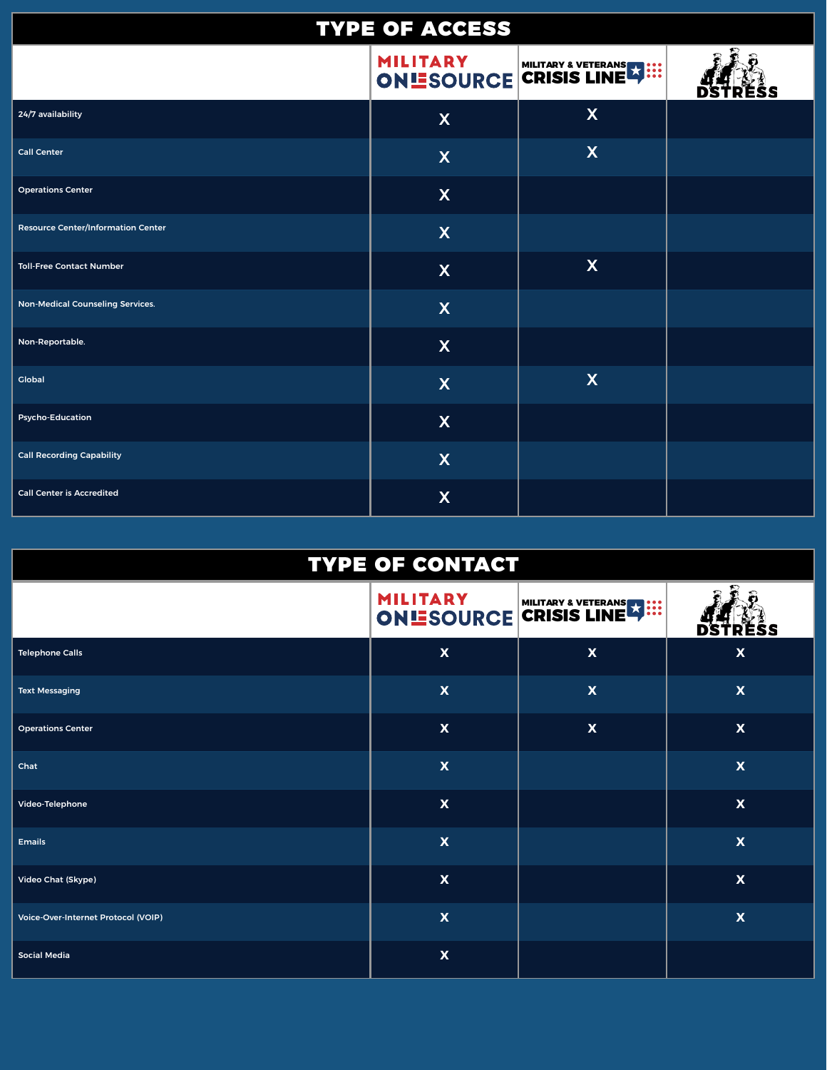## TYPE OF ACCESS

| | MILITARY ONESOURCE | MILITARY & VETERANS CRISIS LINE | DSTRESS |
|---|---|---|---|
| 24/7 availability | X | X | |
| Call Center | X | X | |
| Operations Center | X | | |
| Resource Center/Information Center | X | | |
| Toll-Free Contact Number | X | X | |
| Non-Medical Counseling Services. | X | | |
| Non-Reportable. | X | | |
| Global | X | X | |
| Psycho-Education | X | | |
| Call Recording Capability | X | | |
| Call Center is Accredited | X | | |

## TYPE OF CONTACT

| | MILITARY ONESOURCE | MILITARY & VETERANS CRISIS LINE | DSTRESS |
|---|---|---|---|
| Telephone Calls | X | X | X |
| Text Messaging | X | X | X |
| Operations Center | X | X | X |
| Chat | X | | X |
| Video-Telephone | X | | X |
| Emails | X | | X |
| Video Chat (Skype) | X | | X |
| Voice-Over-Internet Protocol (VOIP) | X | | X |
| Social Media | X | | |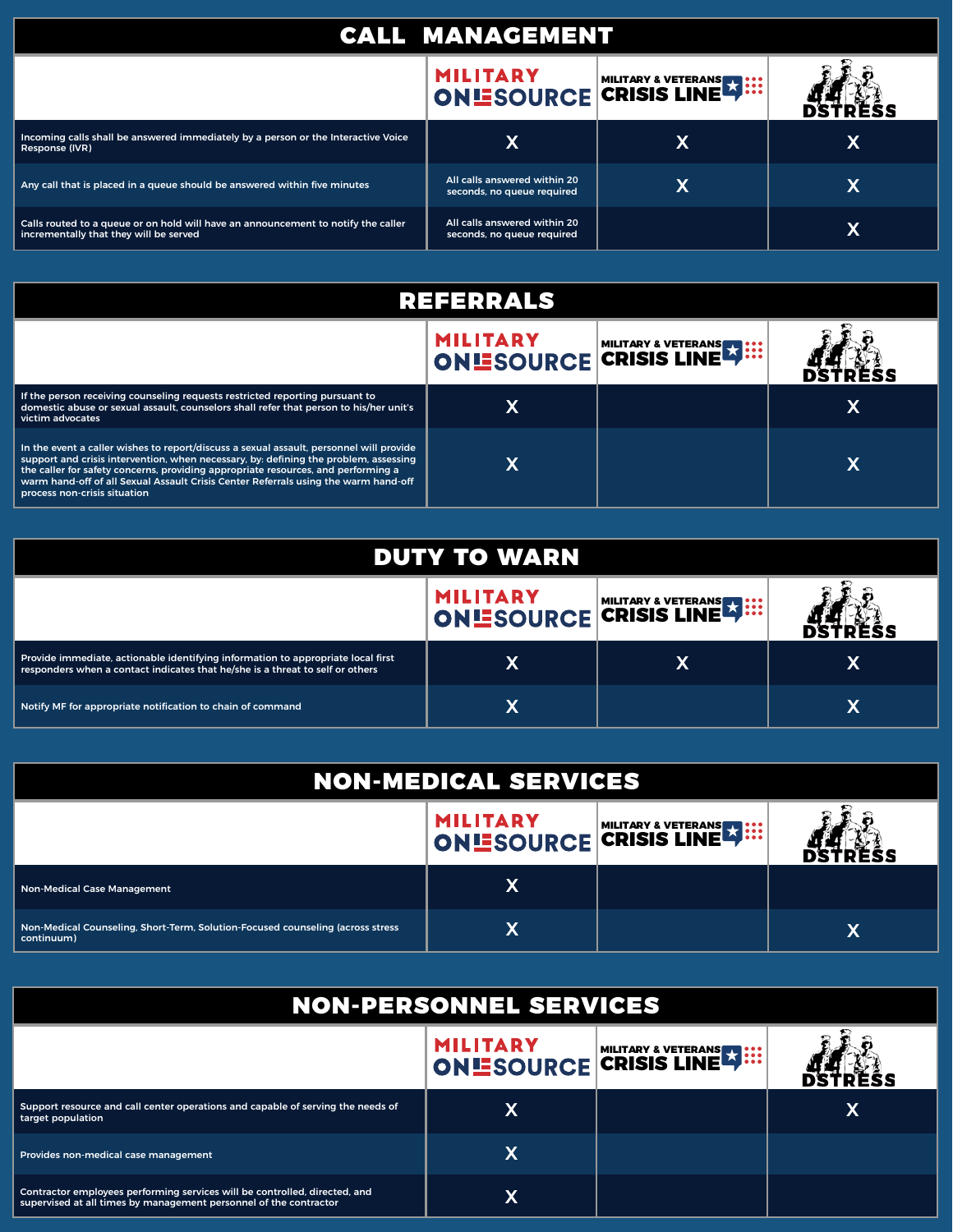## CALL MANAGEMENT

| | MILITARY ONESOURCE | MILITARY & VETERANS CRISIS LINE | DSTRESS |
|---|---|---|---|
| Incoming calls shall be answered immediately by a person or the Interactive Voice Response (IVR) | X | X | X |
| Any call that is placed in a queue should be answered within five minutes | All calls answered within 20 seconds, no queue required | X | X |
| Calls routed to a queue or on hold will have an announcement to notify the caller incrementally that they will be served | All calls answered within 20 seconds, no queue required | | X |

## REFERRALS

| | MILITARY ONESOURCE | MILITARY & VETERANS CRISIS LINE | DSTRESS |
|---|---|---|---|
| If the person receiving counseling requests restricted reporting pursuant to domestic abuse or sexual assault, counselors shall refer that person to his/her unit's victim advocates | X | | X |
| In the event a caller wishes to report/discuss a sexual assault, personnel will provide support and crisis intervention, when necessary, by: defining the problem, assessing the caller for safety concerns, providing appropriate resources, and performing a warm hand-off of all Sexual Assault Crisis Center Referrals using the warm hand-off process non-crisis situation | X | | X |

## DUTY TO WARN

| | MILITARY ONESOURCE | MILITARY & VETERANS CRISIS LINE | DSTRESS |
|---|---|---|---|
| Provide immediate, actionable identifying information to appropriate local first responders when a contact indicates that he/she is a threat to self or others | X | X | X |
| Notify MF for appropriate notification to chain of command | X | | X |

## NON-MEDICAL SERVICES

| | MILITARY ONESOURCE | MILITARY & VETERANS CRISIS LINE | DSTRESS |
|---|---|---|---|
| Non-Medical Case Management | X | | |
| Non-Medical Counseling, Short-Term, Solution-Focused counseling (across stress continuum) | X | | X |

## NON-PERSONNEL SERVICES

| | MILITARY ONESOURCE | MILITARY & VETERANS CRISIS LINE | DSTRESS |
|---|---|---|---|
| Support resource and call center operations and capable of serving the needs of target population | X | | X |
| Provides non-medical case management | X | | |
| Contractor employees performing services will be controlled, directed, and supervised at all times by management personnel of the contractor | X | | |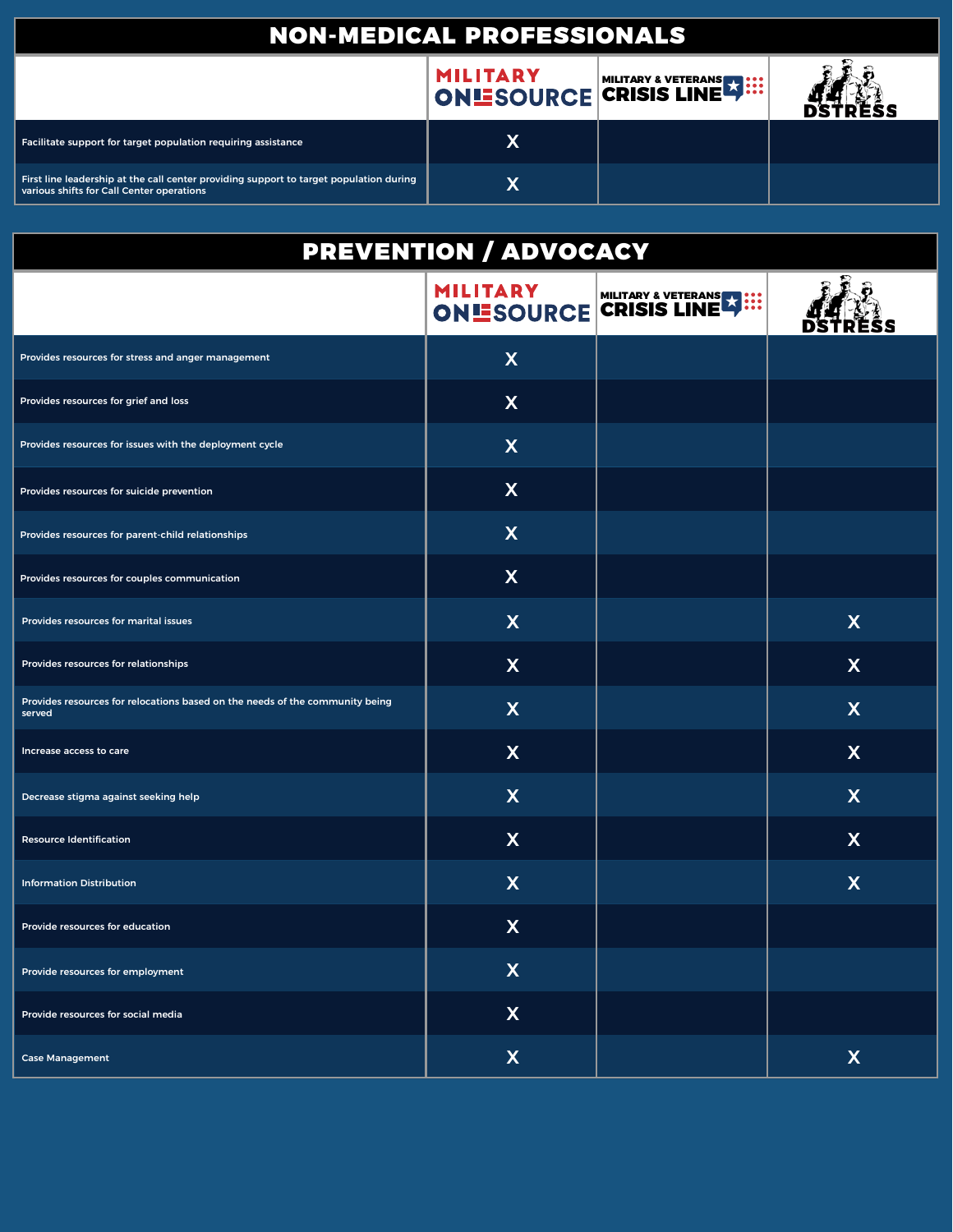## NON-MEDICAL PROFESSIONALS

| | MILITARY ONESOURCE | MILITARY & VETERANS CRISIS LINE | DSTRESS |
|---|---|---|---|
| Facilitate support for target population requiring assistance | X | | |
| First line leadership at the call center providing support to target population during various shifts for Call Center operations | X | | |

## PREVENTION / ADVOCACY

| | MILITARY ONESOURCE | MILITARY & VETERANS CRISIS LINE | DSTRESS |
|---|---|---|---|
| Provides resources for stress and anger management | X | | |
| Provides resources for grief and loss | X | | |
| Provides resources for issues with the deployment cycle | X | | |
| Provides resources for suicide prevention | X | | |
| Provides resources for parent-child relationships | X | | |
| Provides resources for couples communication | X | | |
| Provides resources for marital issues | X | | X |
| Provides resources for relationships | X | | X |
| Provides resources for relocations based on the needs of the community being served | X | | X |
| Increase access to care | X | | X |
| Decrease stigma against seeking help | X | | X |
| Resource Identification | X | | X |
| Information Distribution | X | | X |
| Provide resources for education | X | | |
| Provide resources for employment | X | | |
| Provide resources for social media | X | | |
| Case Management | X | | X |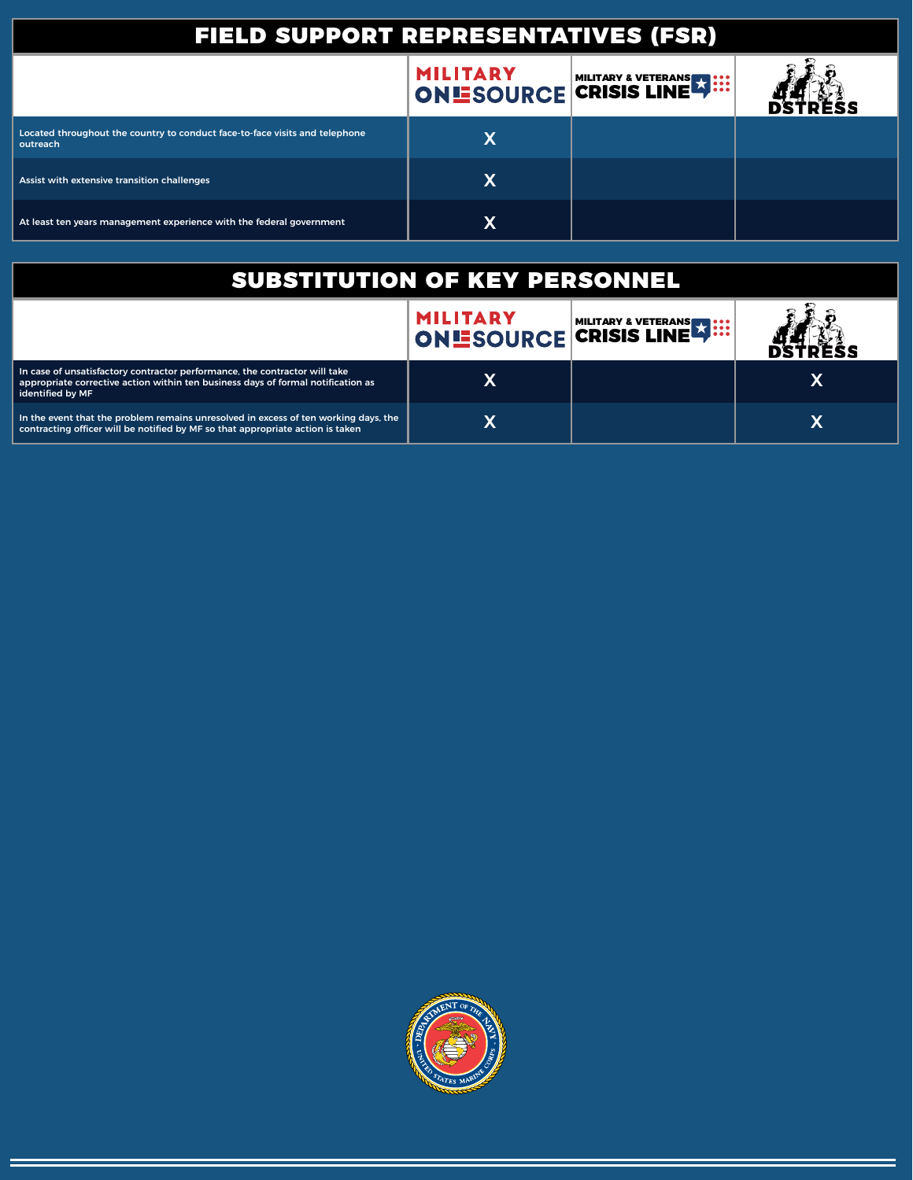## FIELD SUPPORT REPRESENTATIVES (FSR)

| | MILITARY ONESOURCE | MILITARY & VETERANS CRISIS LINE | DSTRESS |
|---|---|---|---|
| Located throughout the country to conduct face-to-face visits and telephone outreach | X | | |
| Assist with extensive transition challenges | X | | |
| At least ten years management experience with the federal government | X | | |

## SUBSTITUTION OF KEY PERSONNEL

| | MILITARY ONESOURCE | MILITARY & VETERANS CRISIS LINE | DSTRESS |
|---|---|---|---|
| In case of unsatisfactory contractor performance, the contractor will take appropriate corrective action within ten business days of formal notification as identified by MF | X | | X |
| In the event that the problem remains unresolved in excess of ten working days, the contracting officer will be notified by MF so that appropriate action is taken | X | | X |